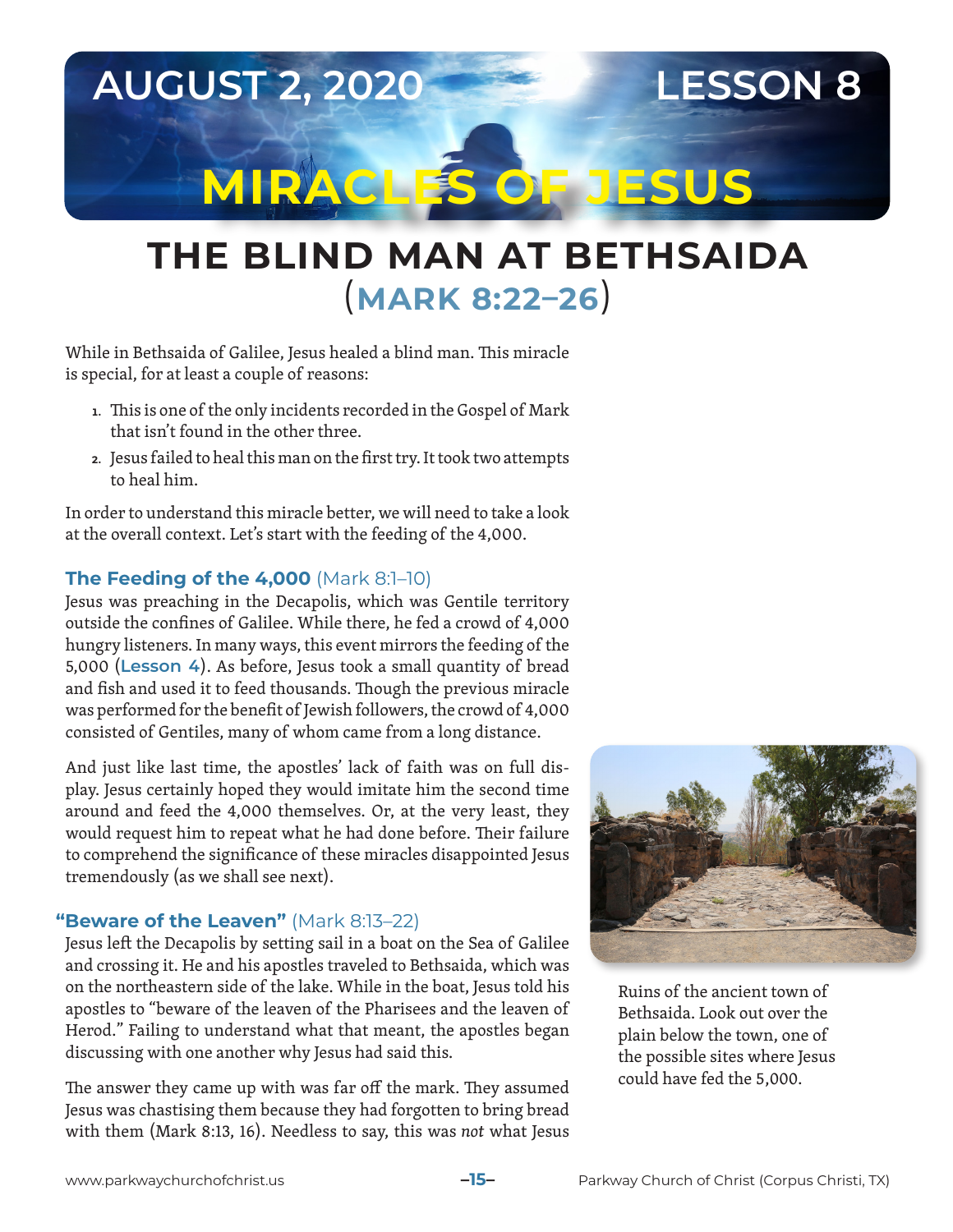AUGUST 2, 2020 LESSON 8

# MIRACLES OF JESUS

## THE BLIND MAN AT BETHSAIDA (MARK 8:22–26)

While in Bethsaida of Galilee, Jesus healed a blind man. This miracle is special, for at least a couple of reasons:

1. This is one of the only incidents recorded in the Gospel of Mark that isn't found in the other three.
2. Jesus failed to heal this man on the first try. It took two attempts to heal him.

In order to understand this miracle better, we will need to take a look at the overall context. Let's start with the feeding of the 4,000.

### The Feeding of the 4,000 (Mark 8:1–10)

Jesus was preaching in the Decapolis, which was Gentile territory outside the confines of Galilee. While there, he fed a crowd of 4,000 hungry listeners. In many ways, this event mirrors the feeding of the 5,000 (**Lesson 4**). As before, Jesus took a small quantity of bread and fish and used it to feed thousands. Though the previous miracle was performed for the benefit of Jewish followers, the crowd of 4,000 consisted of Gentiles, many of whom came from a long distance.

And just like last time, the apostles' lack of faith was on full display. Jesus certainly hoped they would imitate him the second time around and feed the 4,000 themselves. Or, at the very least, they would request him to repeat what he had done before. Their failure to comprehend the significance of these miracles disappointed Jesus tremendously (as we shall see next).

### "Beware of the Leaven" (Mark 8:13–22)

Jesus left the Decapolis by setting sail in a boat on the Sea of Galilee and crossing it. He and his apostles traveled to Bethsaida, which was on the northeastern side of the lake. While in the boat, Jesus told his apostles to "beware of the leaven of the Pharisees and the leaven of Herod." Failing to understand what that meant, the apostles began discussing with one another why Jesus had said this.

The answer they came up with was far off the mark. They assumed Jesus was chastising them because they had forgotten to bring bread with them (Mark 8:13, 16). Needless to say, this was *not* what Jesus

Ruins of the ancient town of Bethsaida. Look out over the plain below the town, one of the possible sites where Jesus could have fed the 5,000.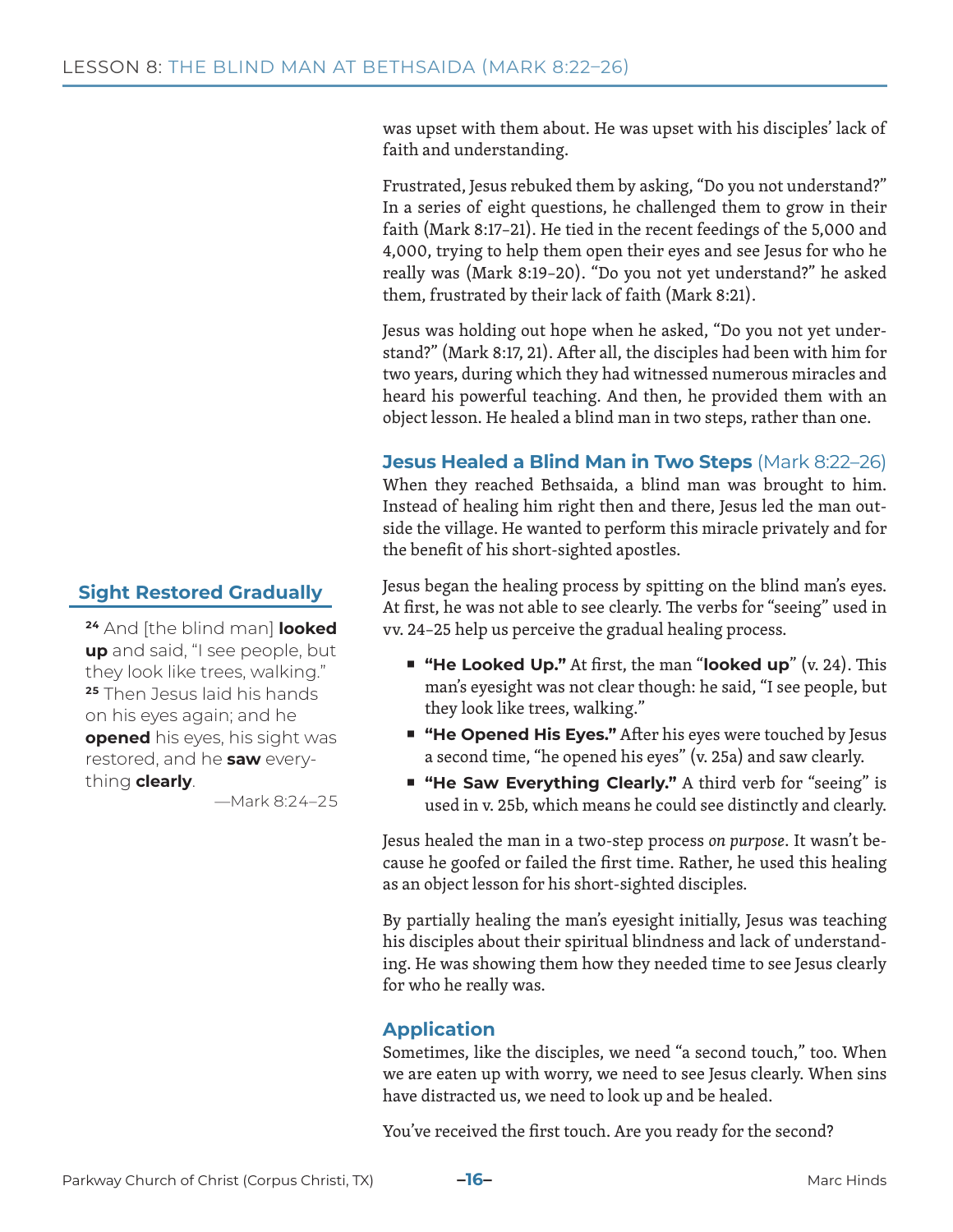was upset with them about. He was upset with his disciples' lack of faith and understanding.

Frustrated, Jesus rebuked them by asking, "Do you not understand?" In a series of eight questions, he challenged them to grow in their faith (Mark 8:17–21). He tied in the recent feedings of the 5,000 and 4,000, trying to help them open their eyes and see Jesus for who he really was (Mark 8:19–20). "Do you not yet understand?" he asked them, frustrated by their lack of faith (Mark 8:21).

Jesus was holding out hope when he asked, "Do you not yet understand?" (Mark 8:17, 21). After all, the disciples had been with him for two years, during which they had witnessed numerous miracles and heard his powerful teaching. And then, he provided them with an object lesson. He healed a blind man in two steps, rather than one.

### Jesus Healed a Blind Man in Two Steps (Mark 8:22–26)

When they reached Bethsaida, a blind man was brought to him. Instead of healing him right then and there, Jesus led the man outside the village. He wanted to perform this miracle privately and for the benefit of his short-sighted apostles.

> **Sight Restored Gradually**
>
> [24] And [the blind man] **looked up** and said, "I see people, but they look like trees, walking." [25] Then Jesus laid his hands on his eyes again; and he **opened** his eyes, his sight was restored, and he **saw** everything **clearly**.
>
> —Mark 8:24–25

Jesus began the healing process by spitting on the blind man's eyes. At first, he was not able to see clearly. The verbs for "seeing" used in vv. 24–25 help us perceive the gradual healing process.

- **"He Looked Up."** At first, the man "**looked up**" (v. 24). This man's eyesight was not clear though: he said, "I see people, but they look like trees, walking."
- **"He Opened His Eyes."** After his eyes were touched by Jesus a second time, "he opened his eyes" (v. 25a) and saw clearly.
- **"He Saw Everything Clearly."** A third verb for "seeing" is used in v. 25b, which means he could see distinctly and clearly.

Jesus healed the man in a two-step process *on purpose*. It wasn't because he goofed or failed the first time. Rather, he used this healing as an object lesson for his short-sighted disciples.

By partially healing the man's eyesight initially, Jesus was teaching his disciples about their spiritual blindness and lack of understanding. He was showing them how they needed time to see Jesus clearly for who he really was.

### Application

Sometimes, like the disciples, we need "a second touch," too. When we are eaten up with worry, we need to see Jesus clearly. When sins have distracted us, we need to look up and be healed.

You've received the first touch. Are you ready for the second?